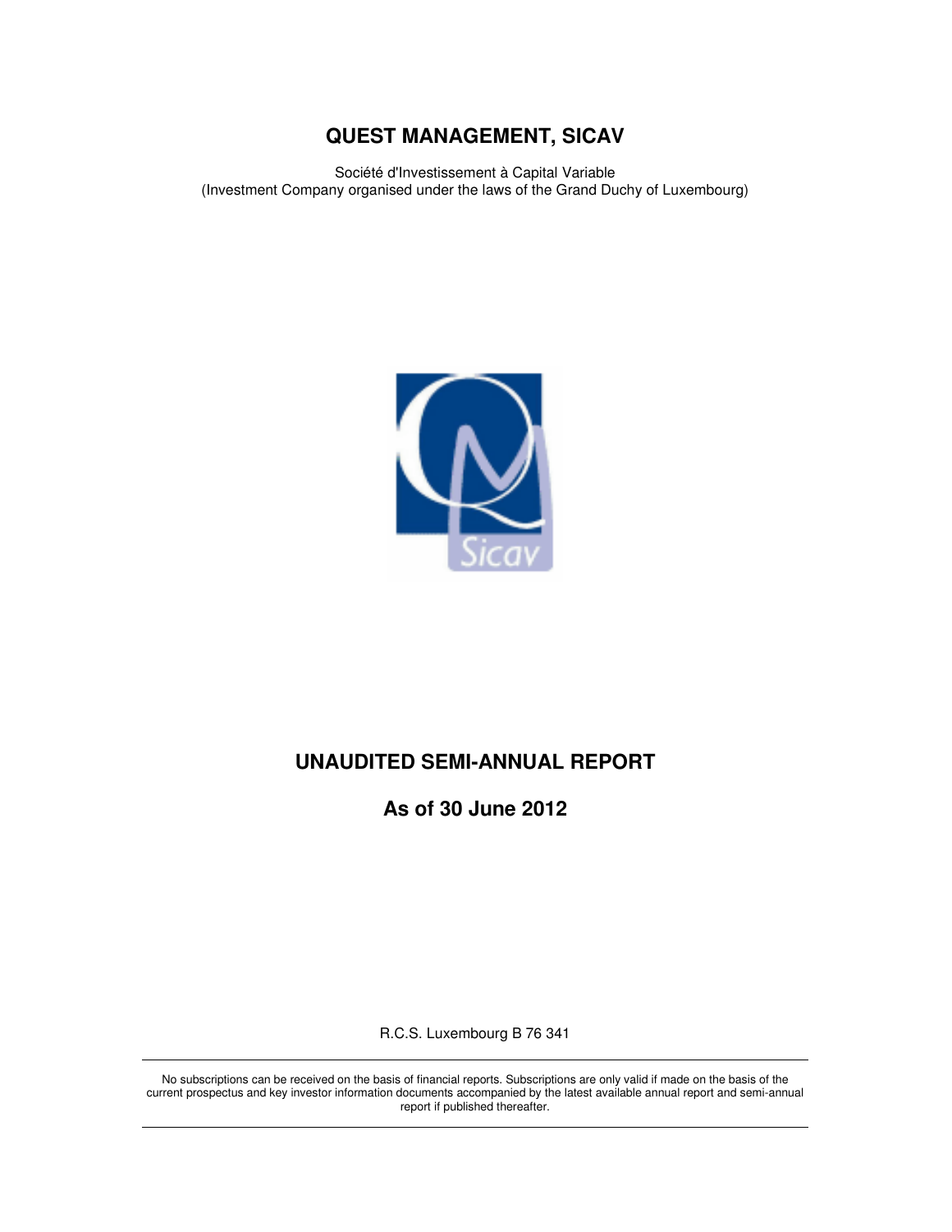# QUEST MANAGEMENT, SICAV

Société d'Investissement à Capital Variable
(Investment Company organised under the laws of the Grand Duchy of Luxembourg)

## UNAUDITED SEMI-ANNUAL REPORT

## As of 30 June 2012

R.C.S. Luxembourg B 76 341

---

No subscriptions can be received on the basis of financial reports. Subscriptions are only valid if made on the basis of the current prospectus and key investor information documents accompanied by the latest available annual report and semi-annual report if published thereafter.

---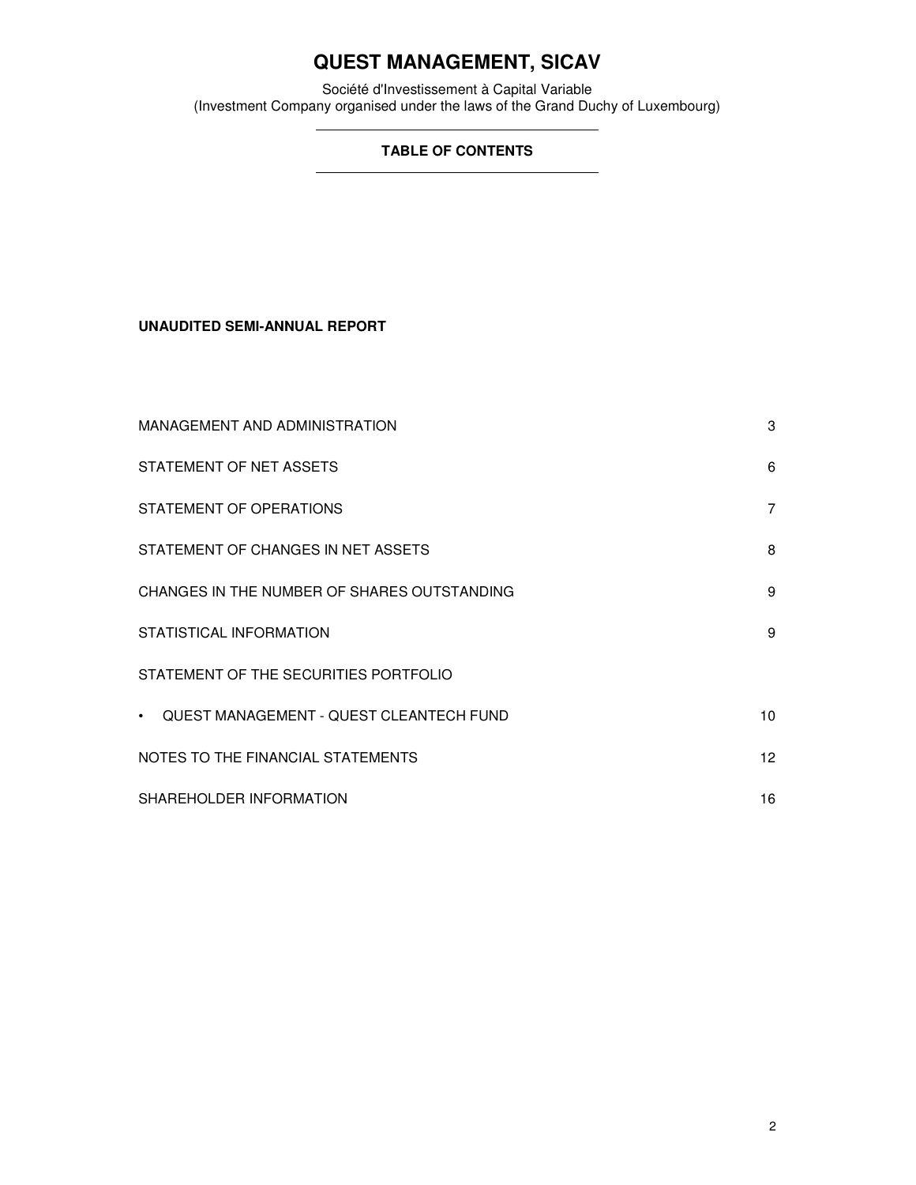# QUEST MANAGEMENT, SICAV

Société d'Investissement à Capital Variable
(Investment Company organised under the laws of the Grand Duchy of Luxembourg)

## TABLE OF CONTENTS

**UNAUDITED SEMI-ANNUAL REPORT**

| | |
|---|---|
| MANAGEMENT AND ADMINISTRATION | 3 |
| STATEMENT OF NET ASSETS | 6 |
| STATEMENT OF OPERATIONS | 7 |
| STATEMENT OF CHANGES IN NET ASSETS | 8 |
| CHANGES IN THE NUMBER OF SHARES OUTSTANDING | 9 |
| STATISTICAL INFORMATION | 9 |
| STATEMENT OF THE SECURITIES PORTFOLIO | |
| • QUEST MANAGEMENT - QUEST CLEANTECH FUND | 10 |
| NOTES TO THE FINANCIAL STATEMENTS | 12 |
| SHAREHOLDER INFORMATION | 16 |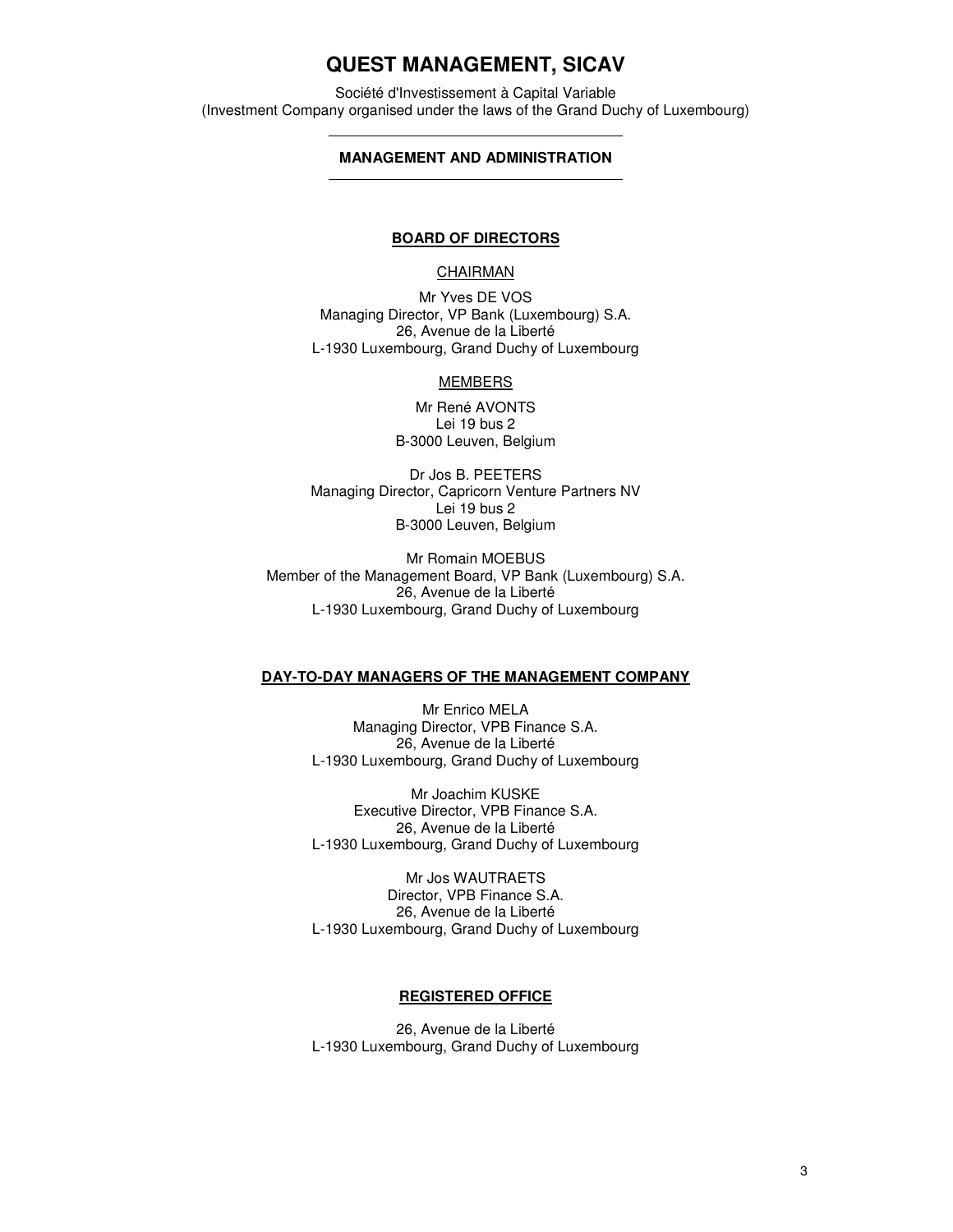# QUEST MANAGEMENT, SICAV

Société d'Investissement à Capital Variable
(Investment Company organised under the laws of the Grand Duchy of Luxembourg)

## MANAGEMENT AND ADMINISTRATION

### BOARD OF DIRECTORS

CHAIRMAN

Mr Yves DE VOS
Managing Director, VP Bank (Luxembourg) S.A.
26, Avenue de la Liberté
L-1930 Luxembourg, Grand Duchy of Luxembourg

MEMBERS

Mr René AVONTS
Lei 19 bus 2
B-3000 Leuven, Belgium

Dr Jos B. PEETERS
Managing Director, Capricorn Venture Partners NV
Lei 19 bus 2
B-3000 Leuven, Belgium

Mr Romain MOEBUS
Member of the Management Board, VP Bank (Luxembourg) S.A.
26, Avenue de la Liberté
L-1930 Luxembourg, Grand Duchy of Luxembourg

### DAY-TO-DAY MANAGERS OF THE MANAGEMENT COMPANY

Mr Enrico MELA
Managing Director, VPB Finance S.A.
26, Avenue de la Liberté
L-1930 Luxembourg, Grand Duchy of Luxembourg

Mr Joachim KUSKE
Executive Director, VPB Finance S.A.
26, Avenue de la Liberté
L-1930 Luxembourg, Grand Duchy of Luxembourg

Mr Jos WAUTRAETS
Director, VPB Finance S.A.
26, Avenue de la Liberté
L-1930 Luxembourg, Grand Duchy of Luxembourg

### REGISTERED OFFICE

26, Avenue de la Liberté
L-1930 Luxembourg, Grand Duchy of Luxembourg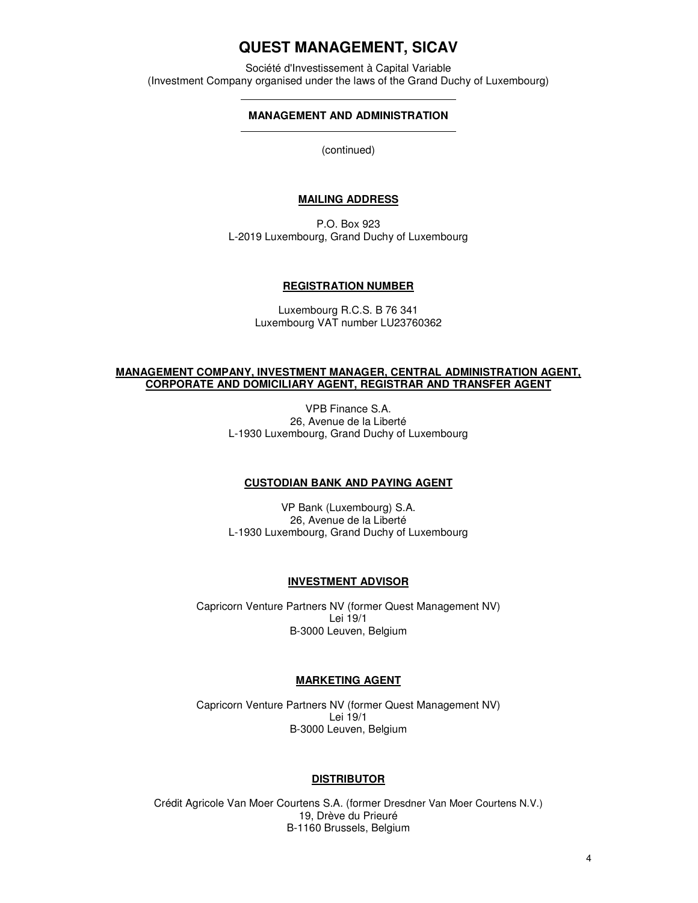# QUEST MANAGEMENT, SICAV

Société d'Investissement à Capital Variable
(Investment Company organised under the laws of the Grand Duchy of Luxembourg)

## MANAGEMENT AND ADMINISTRATION

(continued)

### MAILING ADDRESS

P.O. Box 923
L-2019 Luxembourg, Grand Duchy of Luxembourg

### REGISTRATION NUMBER

Luxembourg R.C.S. B 76 341
Luxembourg VAT number LU23760362

### MANAGEMENT COMPANY, INVESTMENT MANAGER, CENTRAL ADMINISTRATION AGENT, CORPORATE AND DOMICILIARY AGENT, REGISTRAR AND TRANSFER AGENT

VPB Finance S.A.
26, Avenue de la Liberté
L-1930 Luxembourg, Grand Duchy of Luxembourg

### CUSTODIAN BANK AND PAYING AGENT

VP Bank (Luxembourg) S.A.
26, Avenue de la Liberté
L-1930 Luxembourg, Grand Duchy of Luxembourg

### INVESTMENT ADVISOR

Capricorn Venture Partners NV (former Quest Management NV)
Lei 19/1
B-3000 Leuven, Belgium

### MARKETING AGENT

Capricorn Venture Partners NV (former Quest Management NV)
Lei 19/1
B-3000 Leuven, Belgium

### DISTRIBUTOR

Crédit Agricole Van Moer Courtens S.A. (former Dresdner Van Moer Courtens N.V.)
19, Drève du Prieuré
B-1160 Brussels, Belgium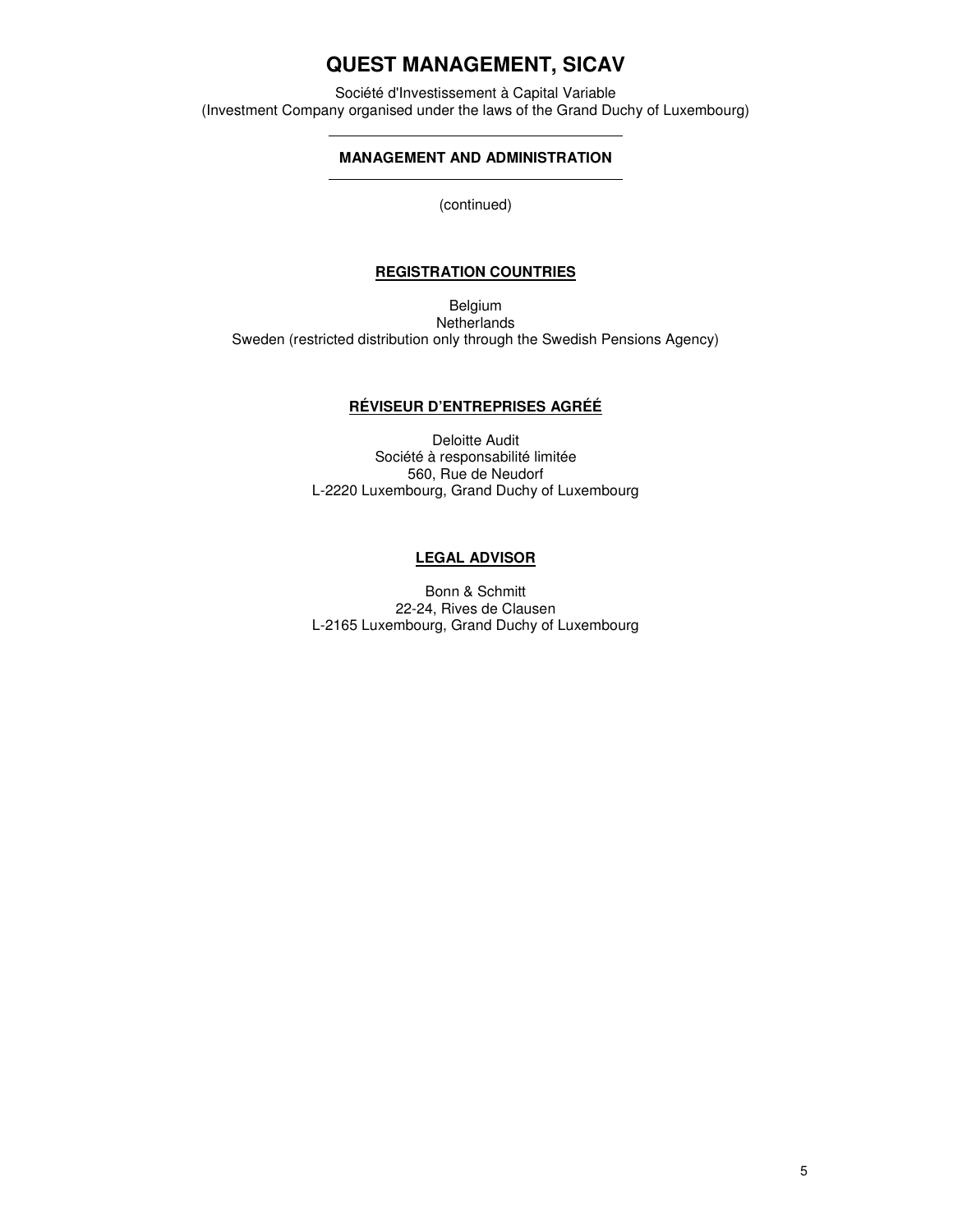# QUEST MANAGEMENT, SICAV

Société d'Investissement à Capital Variable
(Investment Company organised under the laws of the Grand Duchy of Luxembourg)

## MANAGEMENT AND ADMINISTRATION

(continued)

### REGISTRATION COUNTRIES

Belgium
Netherlands
Sweden (restricted distribution only through the Swedish Pensions Agency)

### RÉVISEUR D'ENTREPRISES AGRÉÉ

Deloitte Audit
Société à responsabilité limitée
560, Rue de Neudorf
L-2220 Luxembourg, Grand Duchy of Luxembourg

### LEGAL ADVISOR

Bonn & Schmitt
22-24, Rives de Clausen
L-2165 Luxembourg, Grand Duchy of Luxembourg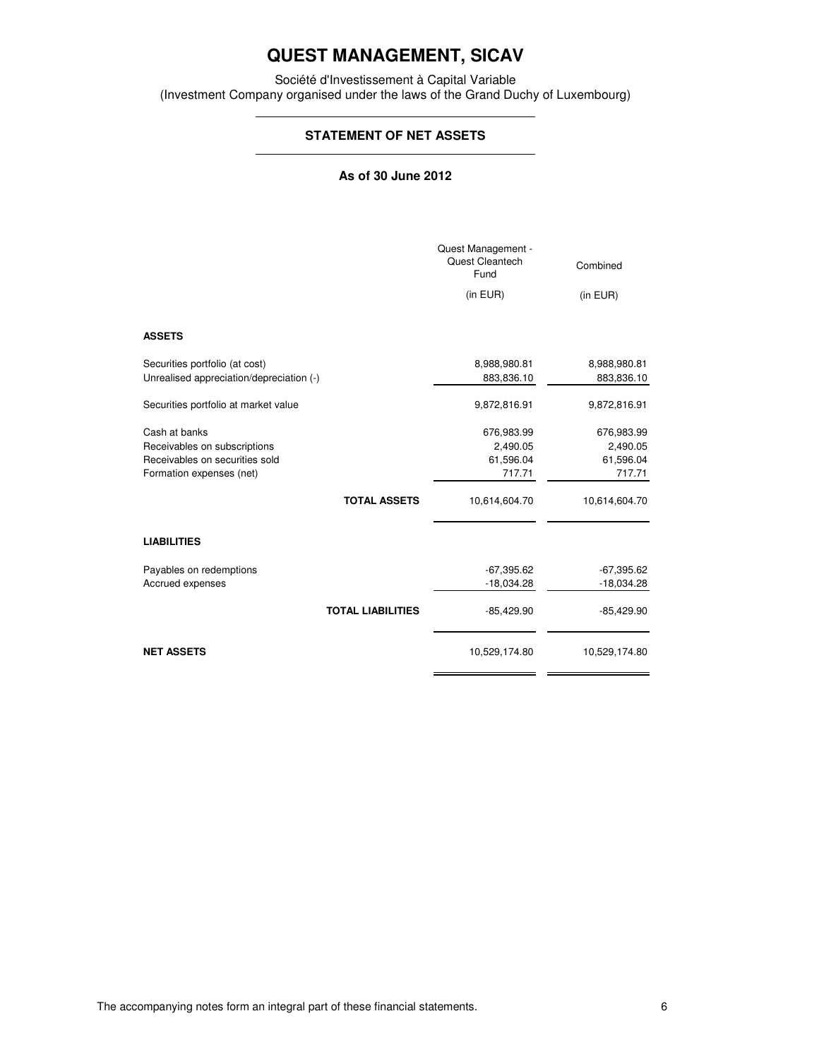# QUEST MANAGEMENT, SICAV

Société d'Investissement à Capital Variable
(Investment Company organised under the laws of the Grand Duchy of Luxembourg)

## STATEMENT OF NET ASSETS

**As of 30 June 2012**

| | Quest Management - Quest Cleantech Fund | Combined |
|---|---|---|
| | (in EUR) | (in EUR) |
| **ASSETS** | | |
| Securities portfolio (at cost) | 8,988,980.81 | 8,988,980.81 |
| Unrealised appreciation/depreciation (-) | 883,836.10 | 883,836.10 |
| Securities portfolio at market value | 9,872,816.91 | 9,872,816.91 |
| Cash at banks | 676,983.99 | 676,983.99 |
| Receivables on subscriptions | 2,490.05 | 2,490.05 |
| Receivables on securities sold | 61,596.04 | 61,596.04 |
| Formation expenses (net) | 717.71 | 717.71 |
| **TOTAL ASSETS** | 10,614,604.70 | 10,614,604.70 |
| **LIABILITIES** | | |
| Payables on redemptions | -67,395.62 | -67,395.62 |
| Accrued expenses | -18,034.28 | -18,034.28 |
| **TOTAL LIABILITIES** | -85,429.90 | -85,429.90 |
| **NET ASSETS** | 10,529,174.80 | 10,529,174.80 |

The accompanying notes form an integral part of these financial statements.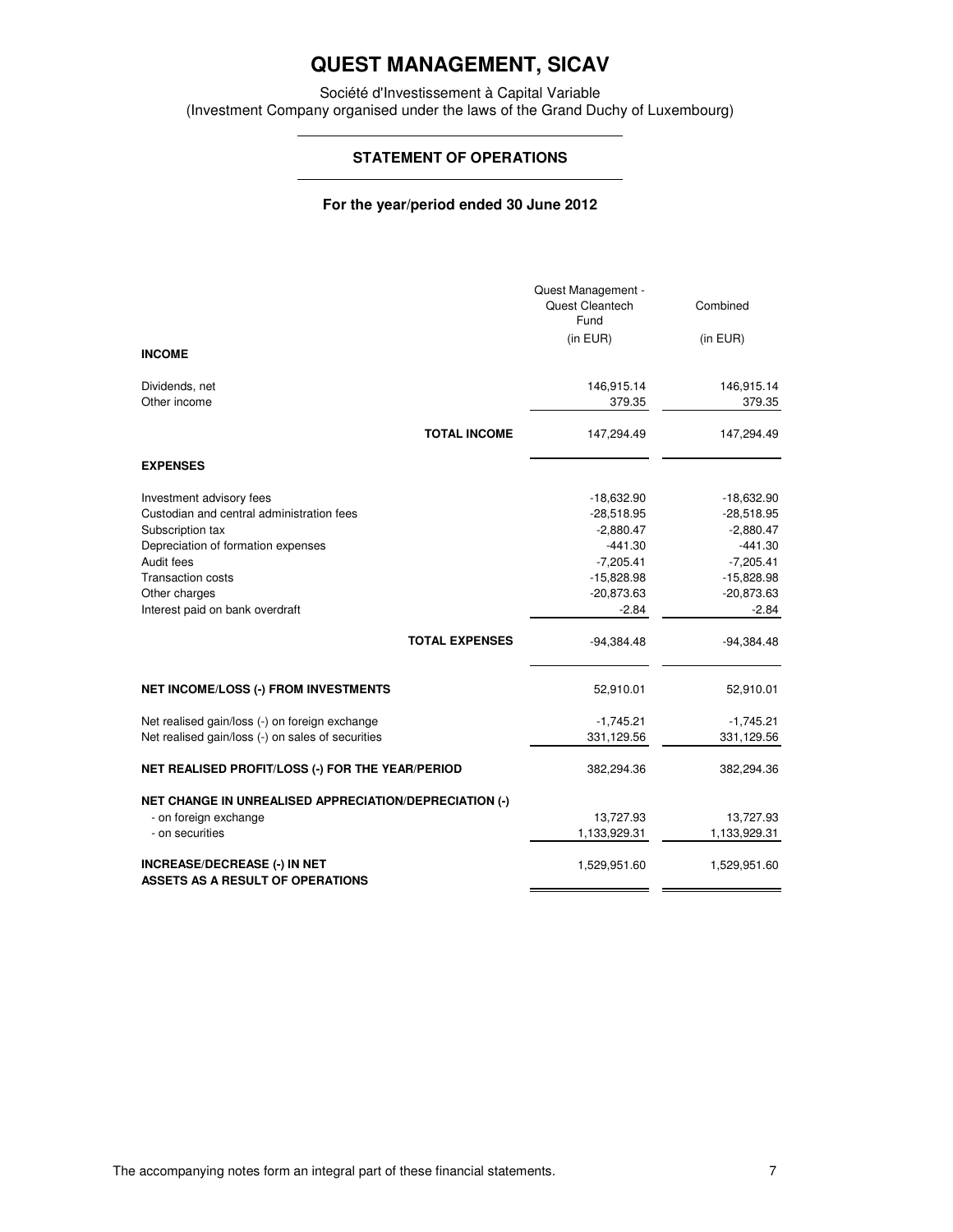# QUEST MANAGEMENT, SICAV

Société d'Investissement à Capital Variable
(Investment Company organised under the laws of the Grand Duchy of Luxembourg)

## STATEMENT OF OPERATIONS

**For the year/period ended 30 June 2012**

| | Quest Management - Quest Cleantech Fund (in EUR) | Combined (in EUR) |
|---|---|---|
| **INCOME** | | |
| Dividends, net | 146,915.14 | 146,915.14 |
| Other income | 379.35 | 379.35 |
| **TOTAL INCOME** | 147,294.49 | 147,294.49 |
| **EXPENSES** | | |
| Investment advisory fees | -18,632.90 | -18,632.90 |
| Custodian and central administration fees | -28,518.95 | -28,518.95 |
| Subscription tax | -2,880.47 | -2,880.47 |
| Depreciation of formation expenses | -441.30 | -441.30 |
| Audit fees | -7,205.41 | -7,205.41 |
| Transaction costs | -15,828.98 | -15,828.98 |
| Other charges | -20,873.63 | -20,873.63 |
| Interest paid on bank overdraft | -2.84 | -2.84 |
| **TOTAL EXPENSES** | -94,384.48 | -94,384.48 |
| **NET INCOME/LOSS (-) FROM INVESTMENTS** | 52,910.01 | 52,910.01 |
| Net realised gain/loss (-) on foreign exchange | -1,745.21 | -1,745.21 |
| Net realised gain/loss (-) on sales of securities | 331,129.56 | 331,129.56 |
| **NET REALISED PROFIT/LOSS (-) FOR THE YEAR/PERIOD** | 382,294.36 | 382,294.36 |
| **NET CHANGE IN UNREALISED APPRECIATION/DEPRECIATION (-)** | | |
| - on foreign exchange | 13,727.93 | 13,727.93 |
| - on securities | 1,133,929.31 | 1,133,929.31 |
| **INCREASE/DECREASE (-) IN NET ASSETS AS A RESULT OF OPERATIONS** | 1,529,951.60 | 1,529,951.60 |

The accompanying notes form an integral part of these financial statements.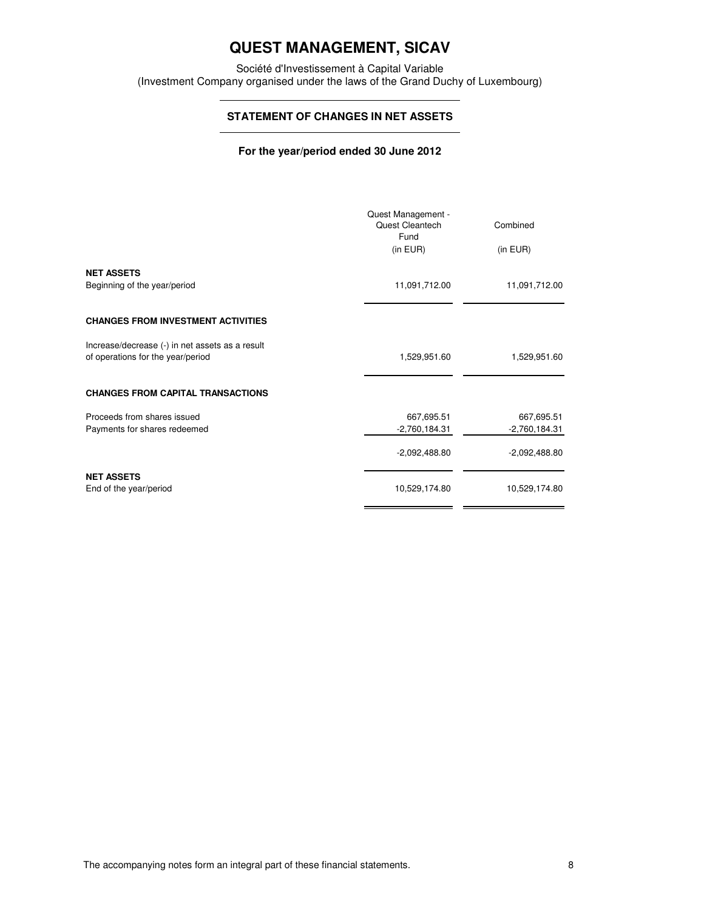# QUEST MANAGEMENT, SICAV

Société d'Investissement à Capital Variable
(Investment Company organised under the laws of the Grand Duchy of Luxembourg)

## STATEMENT OF CHANGES IN NET ASSETS

**For the year/period ended 30 June 2012**

| | Quest Management - Quest Cleantech Fund (in EUR) | Combined (in EUR) |
|---|---|---|
| **NET ASSETS** | | |
| Beginning of the year/period | 11,091,712.00 | 11,091,712.00 |
| **CHANGES FROM INVESTMENT ACTIVITIES** | | |
| Increase/decrease (-) in net assets as a result of operations for the year/period | 1,529,951.60 | 1,529,951.60 |
| **CHANGES FROM CAPITAL TRANSACTIONS** | | |
| Proceeds from shares issued | 667,695.51 | 667,695.51 |
| Payments for shares redeemed | -2,760,184.31 | -2,760,184.31 |
| | -2,092,488.80 | -2,092,488.80 |
| **NET ASSETS** | | |
| End of the year/period | 10,529,174.80 | 10,529,174.80 |

The accompanying notes form an integral part of these financial statements.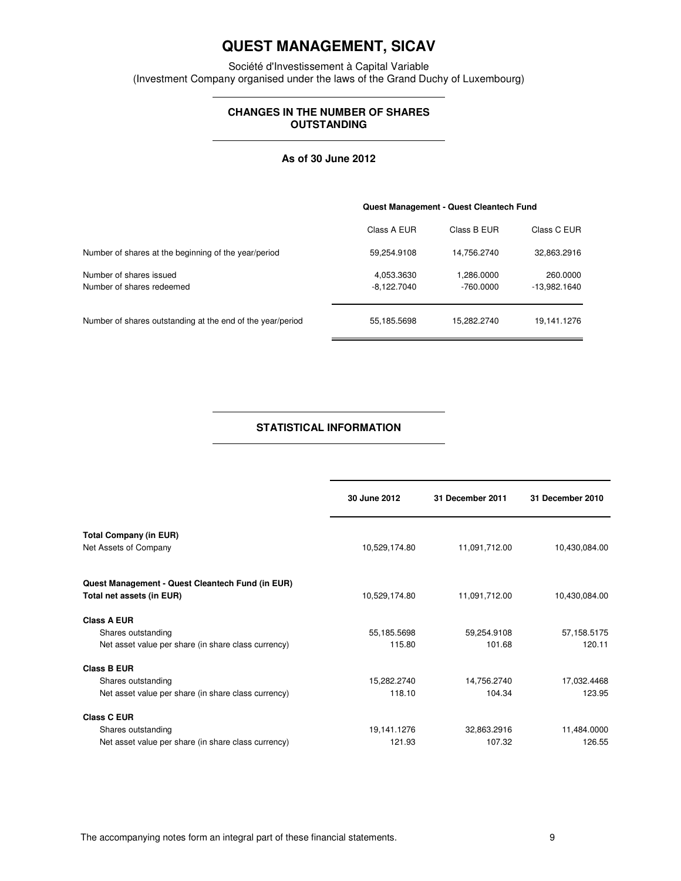# QUEST MANAGEMENT, SICAV

Société d'Investissement à Capital Variable
(Investment Company organised under the laws of the Grand Duchy of Luxembourg)

## CHANGES IN THE NUMBER OF SHARES OUTSTANDING

**As of 30 June 2012**

| | Quest Management - Quest Cleantech Fund | | |
|---|---|---|---|
| | Class A EUR | Class B EUR | Class C EUR |
| Number of shares at the beginning of the year/period | 59,254.9108 | 14,756.2740 | 32,863.2916 |
| Number of shares issued | 4,053.3630 | 1,286.0000 | 260.0000 |
| Number of shares redeemed | -8,122.7040 | -760.0000 | -13,982.1640 |
| Number of shares outstanding at the end of the year/period | 55,185.5698 | 15,282.2740 | 19,141.1276 |

## STATISTICAL INFORMATION

| | 30 June 2012 | 31 December 2011 | 31 December 2010 |
|---|---|---|---|
| **Total Company (in EUR)** | | | |
| Net Assets of Company | 10,529,174.80 | 11,091,712.00 | 10,430,084.00 |
| **Quest Management - Quest Cleantech Fund (in EUR)** | | | |
| **Total net assets (in EUR)** | 10,529,174.80 | 11,091,712.00 | 10,430,084.00 |
| **Class A EUR** | | | |
| Shares outstanding | 55,185.5698 | 59,254.9108 | 57,158.5175 |
| Net asset value per share (in share class currency) | 115.80 | 101.68 | 120.11 |
| **Class B EUR** | | | |
| Shares outstanding | 15,282.2740 | 14,756.2740 | 17,032.4468 |
| Net asset value per share (in share class currency) | 118.10 | 104.34 | 123.95 |
| **Class C EUR** | | | |
| Shares outstanding | 19,141.1276 | 32,863.2916 | 11,484.0000 |
| Net asset value per share (in share class currency) | 121.93 | 107.32 | 126.55 |

The accompanying notes form an integral part of these financial statements.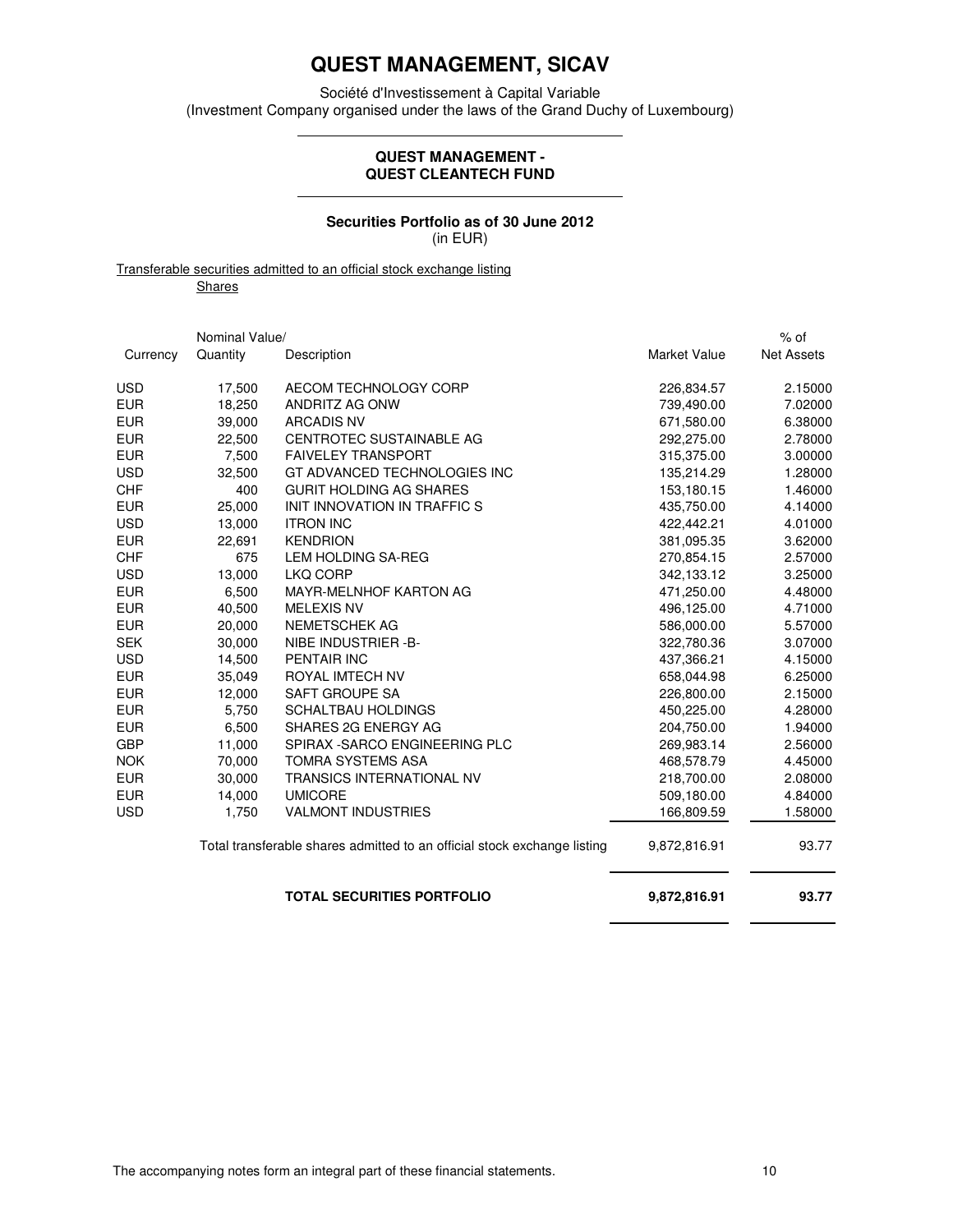# QUEST MANAGEMENT, SICAV

Société d'Investissement à Capital Variable
(Investment Company organised under the laws of the Grand Duchy of Luxembourg)

## QUEST MANAGEMENT - QUEST CLEANTECH FUND

### Securities Portfolio as of 30 June 2012
(in EUR)

Transferable securities admitted to an official stock exchange listing

Shares

| Currency | Nominal Value/ Quantity | Description | Market Value | % of Net Assets |
|---|---|---|---|---|
| USD | 17,500 | AECOM TECHNOLOGY CORP | 226,834.57 | 2.15000 |
| EUR | 18,250 | ANDRITZ AG ONW | 739,490.00 | 7.02000 |
| EUR | 39,000 | ARCADIS NV | 671,580.00 | 6.38000 |
| EUR | 22,500 | CENTROTEC SUSTAINABLE AG | 292,275.00 | 2.78000 |
| EUR | 7,500 | FAIVELEY TRANSPORT | 315,375.00 | 3.00000 |
| USD | 32,500 | GT ADVANCED TECHNOLOGIES INC | 135,214.29 | 1.28000 |
| CHF | 400 | GURIT HOLDING AG SHARES | 153,180.15 | 1.46000 |
| EUR | 25,000 | INIT INNOVATION IN TRAFFIC S | 435,750.00 | 4.14000 |
| USD | 13,000 | ITRON INC | 422,442.21 | 4.01000 |
| EUR | 22,691 | KENDRION | 381,095.35 | 3.62000 |
| CHF | 675 | LEM HOLDING SA-REG | 270,854.15 | 2.57000 |
| USD | 13,000 | LKQ CORP | 342,133.12 | 3.25000 |
| EUR | 6,500 | MAYR-MELNHOF KARTON AG | 471,250.00 | 4.48000 |
| EUR | 40,500 | MELEXIS NV | 496,125.00 | 4.71000 |
| EUR | 20,000 | NEMETSCHEK AG | 586,000.00 | 5.57000 |
| SEK | 30,000 | NIBE INDUSTRIER -B- | 322,780.36 | 3.07000 |
| USD | 14,500 | PENTAIR INC | 437,366.21 | 4.15000 |
| EUR | 35,049 | ROYAL IMTECH NV | 658,044.98 | 6.25000 |
| EUR | 12,000 | SAFT GROUPE SA | 226,800.00 | 2.15000 |
| EUR | 5,750 | SCHALTBAU HOLDINGS | 450,225.00 | 4.28000 |
| EUR | 6,500 | SHARES 2G ENERGY AG | 204,750.00 | 1.94000 |
| GBP | 11,000 | SPIRAX -SARCO ENGINEERING PLC | 269,983.14 | 2.56000 |
| NOK | 70,000 | TOMRA SYSTEMS ASA | 468,578.79 | 4.45000 |
| EUR | 30,000 | TRANSICS INTERNATIONAL NV | 218,700.00 | 2.08000 |
| EUR | 14,000 | UMICORE | 509,180.00 | 4.84000 |
| USD | 1,750 | VALMONT INDUSTRIES | 166,809.59 | 1.58000 |
| | | Total transferable shares admitted to an official stock exchange listing | 9,872,816.91 | 93.77 |
| | | **TOTAL SECURITIES PORTFOLIO** | **9,872,816.91** | **93.77** |

The accompanying notes form an integral part of these financial statements.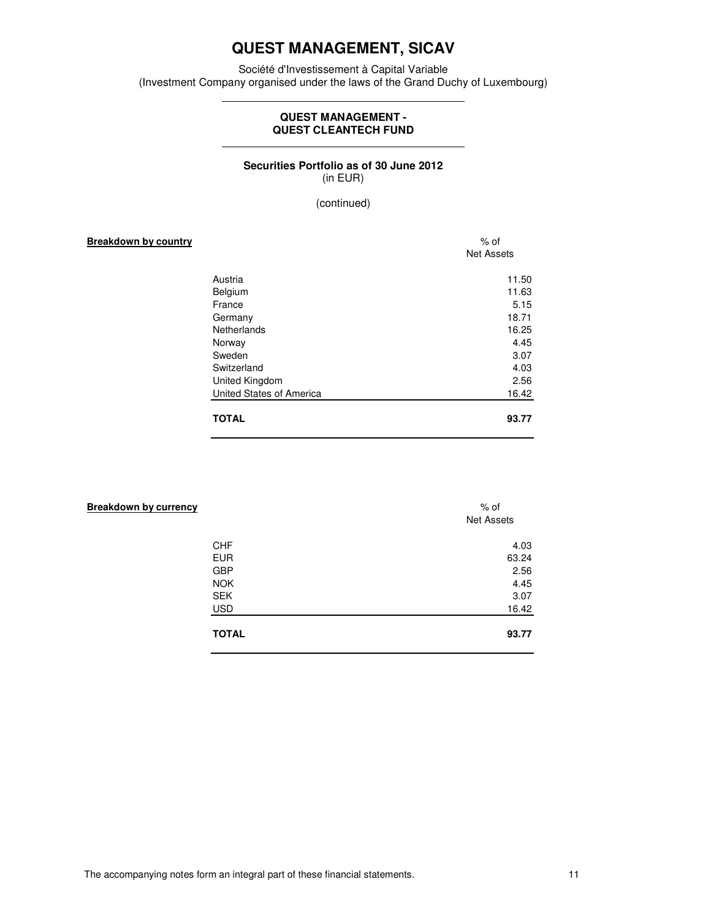# QUEST MANAGEMENT, SICAV

Société d'Investissement à Capital Variable
(Investment Company organised under the laws of the Grand Duchy of Luxembourg)

## QUEST MANAGEMENT - QUEST CLEANTECH FUND

### Securities Portfolio as of 30 June 2012
(in EUR)

(continued)

**Breakdown by country**

| | % of Net Assets |
|---|---|
| Austria | 11.50 |
| Belgium | 11.63 |
| France | 5.15 |
| Germany | 18.71 |
| Netherlands | 16.25 |
| Norway | 4.45 |
| Sweden | 3.07 |
| Switzerland | 4.03 |
| United Kingdom | 2.56 |
| United States of America | 16.42 |
| **TOTAL** | **93.77** |

**Breakdown by currency**

| | % of Net Assets |
|---|---|
| CHF | 4.03 |
| EUR | 63.24 |
| GBP | 2.56 |
| NOK | 4.45 |
| SEK | 3.07 |
| USD | 16.42 |
| **TOTAL** | **93.77** |

The accompanying notes form an integral part of these financial statements.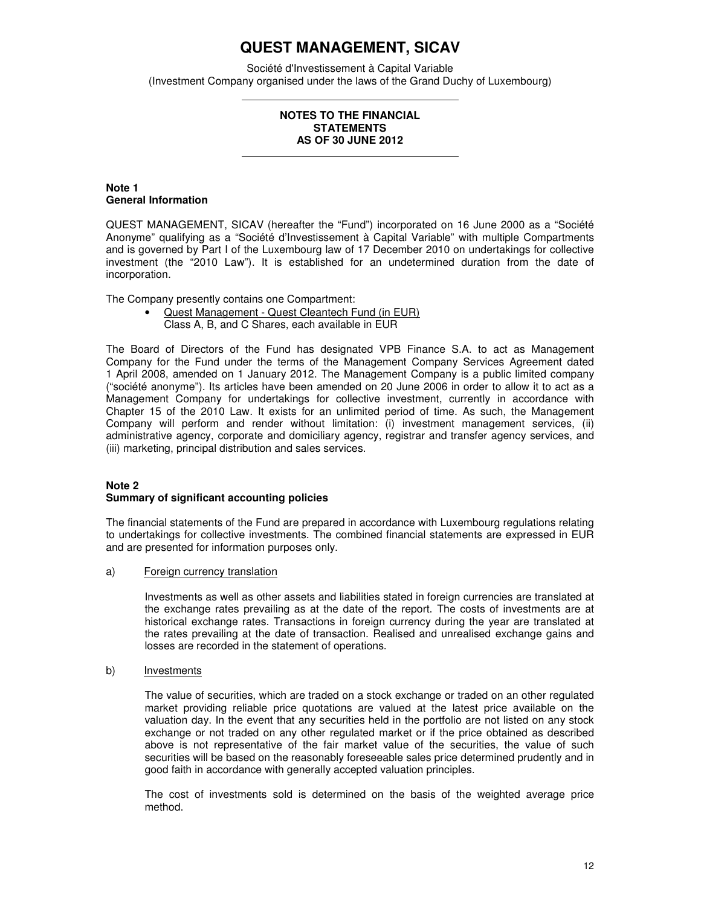# QUEST MANAGEMENT, SICAV

Société d'Investissement à Capital Variable
(Investment Company organised under the laws of the Grand Duchy of Luxembourg)

**NOTES TO THE FINANCIAL STATEMENTS AS OF 30 JUNE 2012**

## Note 1
## General Information

QUEST MANAGEMENT, SICAV (hereafter the "Fund") incorporated on 16 June 2000 as a "Société Anonyme" qualifying as a "Société d'Investissement à Capital Variable" with multiple Compartments and is governed by Part I of the Luxembourg law of 17 December 2010 on undertakings for collective investment (the "2010 Law"). It is established for an undetermined duration from the date of incorporation.

The Company presently contains one Compartment:

- Quest Management - Quest Cleantech Fund (in EUR)
  Class A, B, and C Shares, each available in EUR

The Board of Directors of the Fund has designated VPB Finance S.A. to act as Management Company for the Fund under the terms of the Management Company Services Agreement dated 1 April 2008, amended on 1 January 2012. The Management Company is a public limited company ("société anonyme"). Its articles have been amended on 20 June 2006 in order to allow it to act as a Management Company for undertakings for collective investment, currently in accordance with Chapter 15 of the 2010 Law. It exists for an unlimited period of time. As such, the Management Company will perform and render without limitation: (i) investment management services, (ii) administrative agency, corporate and domiciliary agency, registrar and transfer agency services, and (iii) marketing, principal distribution and sales services.

## Note 2
## Summary of significant accounting policies

The financial statements of the Fund are prepared in accordance with Luxembourg regulations relating to undertakings for collective investments. The combined financial statements are expressed in EUR and are presented for information purposes only.

a) Foreign currency translation

Investments as well as other assets and liabilities stated in foreign currencies are translated at the exchange rates prevailing as at the date of the report. The costs of investments are at historical exchange rates. Transactions in foreign currency during the year are translated at the rates prevailing at the date of transaction. Realised and unrealised exchange gains and losses are recorded in the statement of operations.

b) Investments

The value of securities, which are traded on a stock exchange or traded on an other regulated market providing reliable price quotations are valued at the latest price available on the valuation day. In the event that any securities held in the portfolio are not listed on any stock exchange or not traded on any other regulated market or if the price obtained as described above is not representative of the fair market value of the securities, the value of such securities will be based on the reasonably foreseeable sales price determined prudently and in good faith in accordance with generally accepted valuation principles.

The cost of investments sold is determined on the basis of the weighted average price method.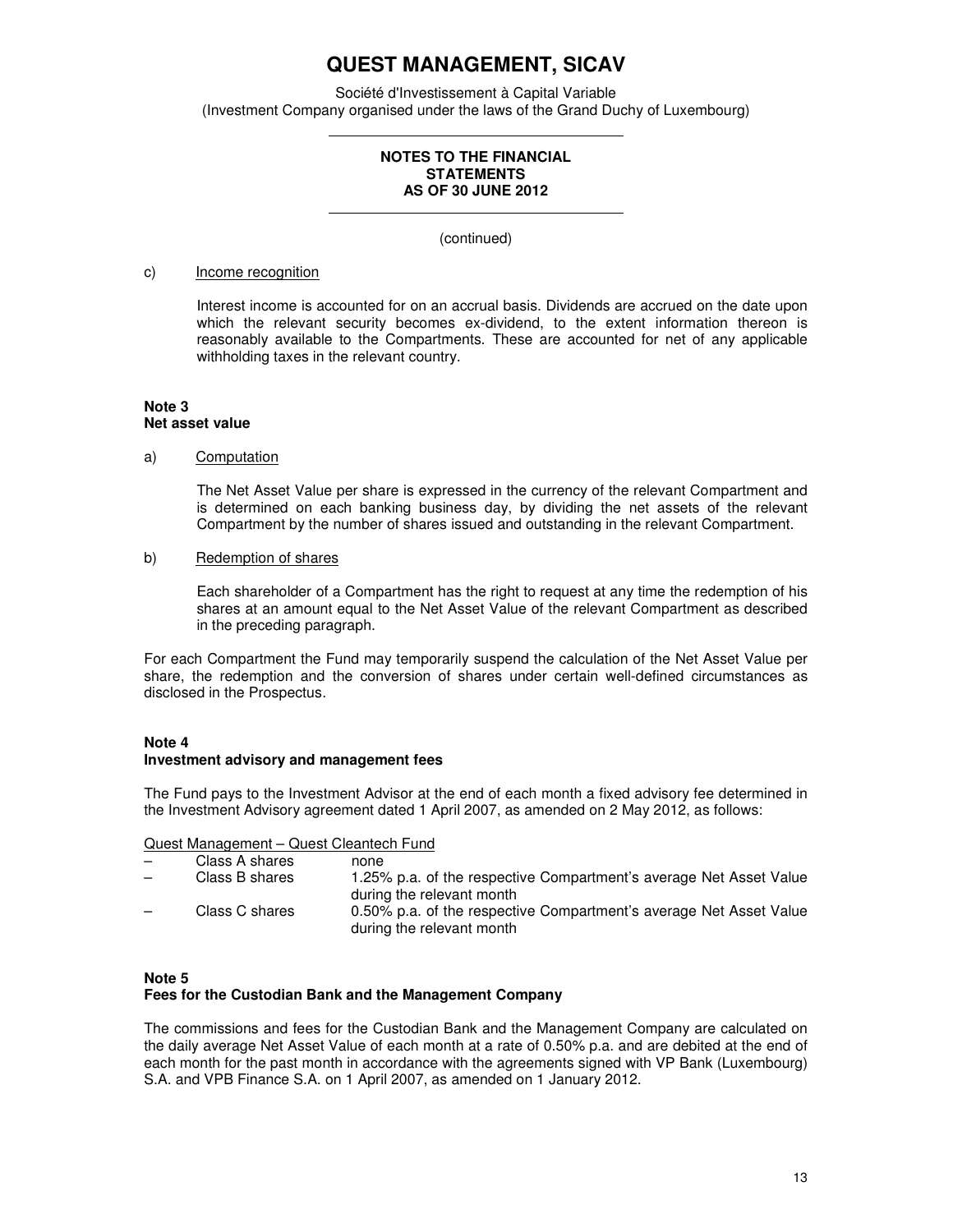# QUEST MANAGEMENT, SICAV

Société d'Investissement à Capital Variable
(Investment Company organised under the laws of the Grand Duchy of Luxembourg)

**NOTES TO THE FINANCIAL STATEMENTS AS OF 30 JUNE 2012**

(continued)

c) Income recognition

Interest income is accounted for on an accrual basis. Dividends are accrued on the date upon which the relevant security becomes ex-dividend, to the extent information thereon is reasonably available to the Compartments. These are accounted for net of any applicable withholding taxes in the relevant country.

**Note 3**
**Net asset value**

a) Computation

The Net Asset Value per share is expressed in the currency of the relevant Compartment and is determined on each banking business day, by dividing the net assets of the relevant Compartment by the number of shares issued and outstanding in the relevant Compartment.

b) Redemption of shares

Each shareholder of a Compartment has the right to request at any time the redemption of his shares at an amount equal to the Net Asset Value of the relevant Compartment as described in the preceding paragraph.

For each Compartment the Fund may temporarily suspend the calculation of the Net Asset Value per share, the redemption and the conversion of shares under certain well-defined circumstances as disclosed in the Prospectus.

**Note 4**
**Investment advisory and management fees**

The Fund pays to the Investment Advisor at the end of each month a fixed advisory fee determined in the Investment Advisory agreement dated 1 April 2007, as amended on 2 May 2012, as follows:

Quest Management – Quest Cleantech Fund

- Class A shares none
- Class B shares 1.25% p.a. of the respective Compartment's average Net Asset Value during the relevant month
- Class C shares 0.50% p.a. of the respective Compartment's average Net Asset Value during the relevant month

**Note 5**
**Fees for the Custodian Bank and the Management Company**

The commissions and fees for the Custodian Bank and the Management Company are calculated on the daily average Net Asset Value of each month at a rate of 0.50% p.a. and are debited at the end of each month for the past month in accordance with the agreements signed with VP Bank (Luxembourg) S.A. and VPB Finance S.A. on 1 April 2007, as amended on 1 January 2012.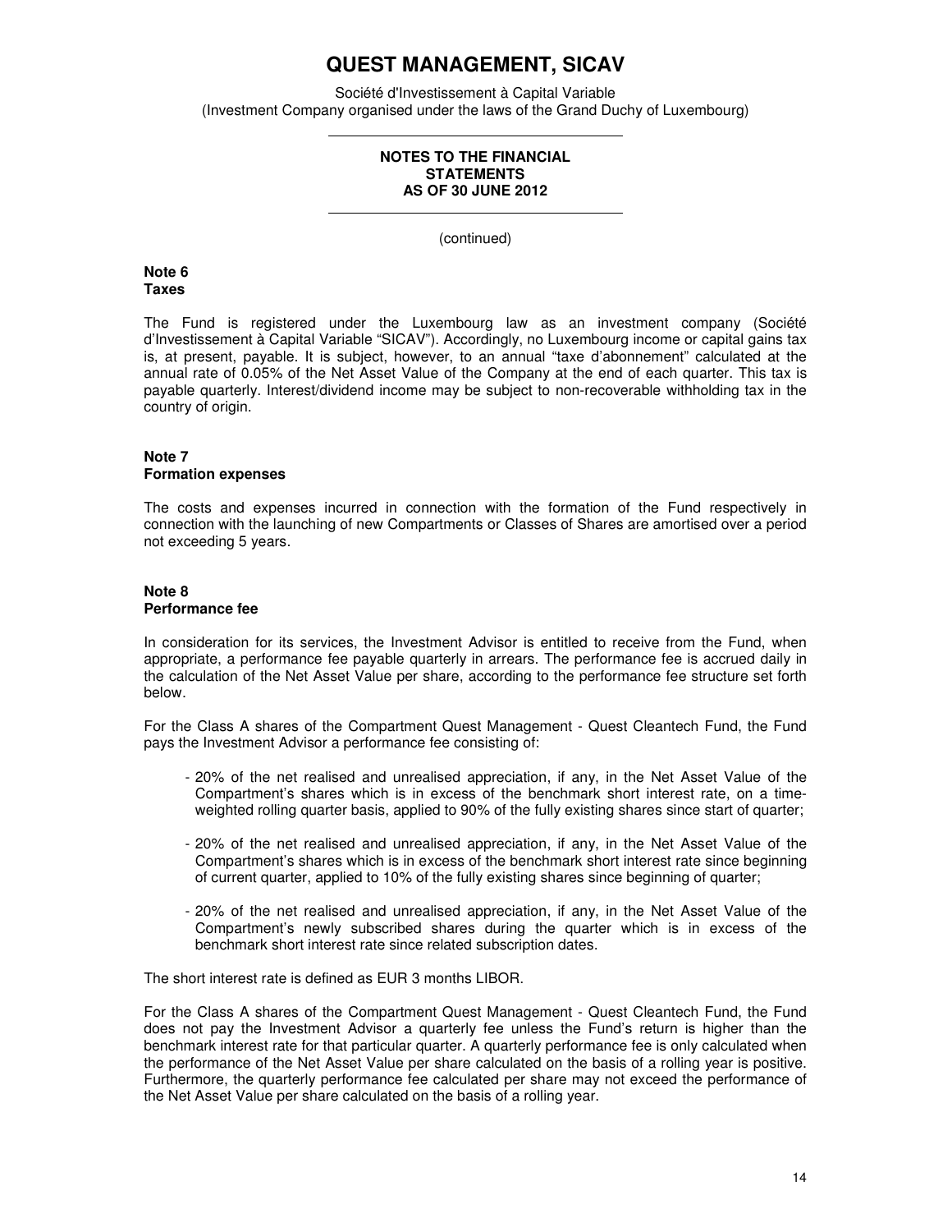# QUEST MANAGEMENT, SICAV

Société d'Investissement à Capital Variable
(Investment Company organised under the laws of the Grand Duchy of Luxembourg)

**NOTES TO THE FINANCIAL STATEMENTS AS OF 30 JUNE 2012**

(continued)

**Note 6**
**Taxes**

The Fund is registered under the Luxembourg law as an investment company (Société d'Investissement à Capital Variable "SICAV"). Accordingly, no Luxembourg income or capital gains tax is, at present, payable. It is subject, however, to an annual "taxe d'abonnement" calculated at the annual rate of 0.05% of the Net Asset Value of the Company at the end of each quarter. This tax is payable quarterly. Interest/dividend income may be subject to non-recoverable withholding tax in the country of origin.

**Note 7**
**Formation expenses**

The costs and expenses incurred in connection with the formation of the Fund respectively in connection with the launching of new Compartments or Classes of Shares are amortised over a period not exceeding 5 years.

**Note 8**
**Performance fee**

In consideration for its services, the Investment Advisor is entitled to receive from the Fund, when appropriate, a performance fee payable quarterly in arrears. The performance fee is accrued daily in the calculation of the Net Asset Value per share, according to the performance fee structure set forth below.

For the Class A shares of the Compartment Quest Management - Quest Cleantech Fund, the Fund pays the Investment Advisor a performance fee consisting of:

- 20% of the net realised and unrealised appreciation, if any, in the Net Asset Value of the Compartment's shares which is in excess of the benchmark short interest rate, on a time-weighted rolling quarter basis, applied to 90% of the fully existing shares since start of quarter;
- 20% of the net realised and unrealised appreciation, if any, in the Net Asset Value of the Compartment's shares which is in excess of the benchmark short interest rate since beginning of current quarter, applied to 10% of the fully existing shares since beginning of quarter;
- 20% of the net realised and unrealised appreciation, if any, in the Net Asset Value of the Compartment's newly subscribed shares during the quarter which is in excess of the benchmark short interest rate since related subscription dates.

The short interest rate is defined as EUR 3 months LIBOR.

For the Class A shares of the Compartment Quest Management - Quest Cleantech Fund, the Fund does not pay the Investment Advisor a quarterly fee unless the Fund's return is higher than the benchmark interest rate for that particular quarter. A quarterly performance fee is only calculated when the performance of the Net Asset Value per share calculated on the basis of a rolling year is positive. Furthermore, the quarterly performance fee calculated per share may not exceed the performance of the Net Asset Value per share calculated on the basis of a rolling year.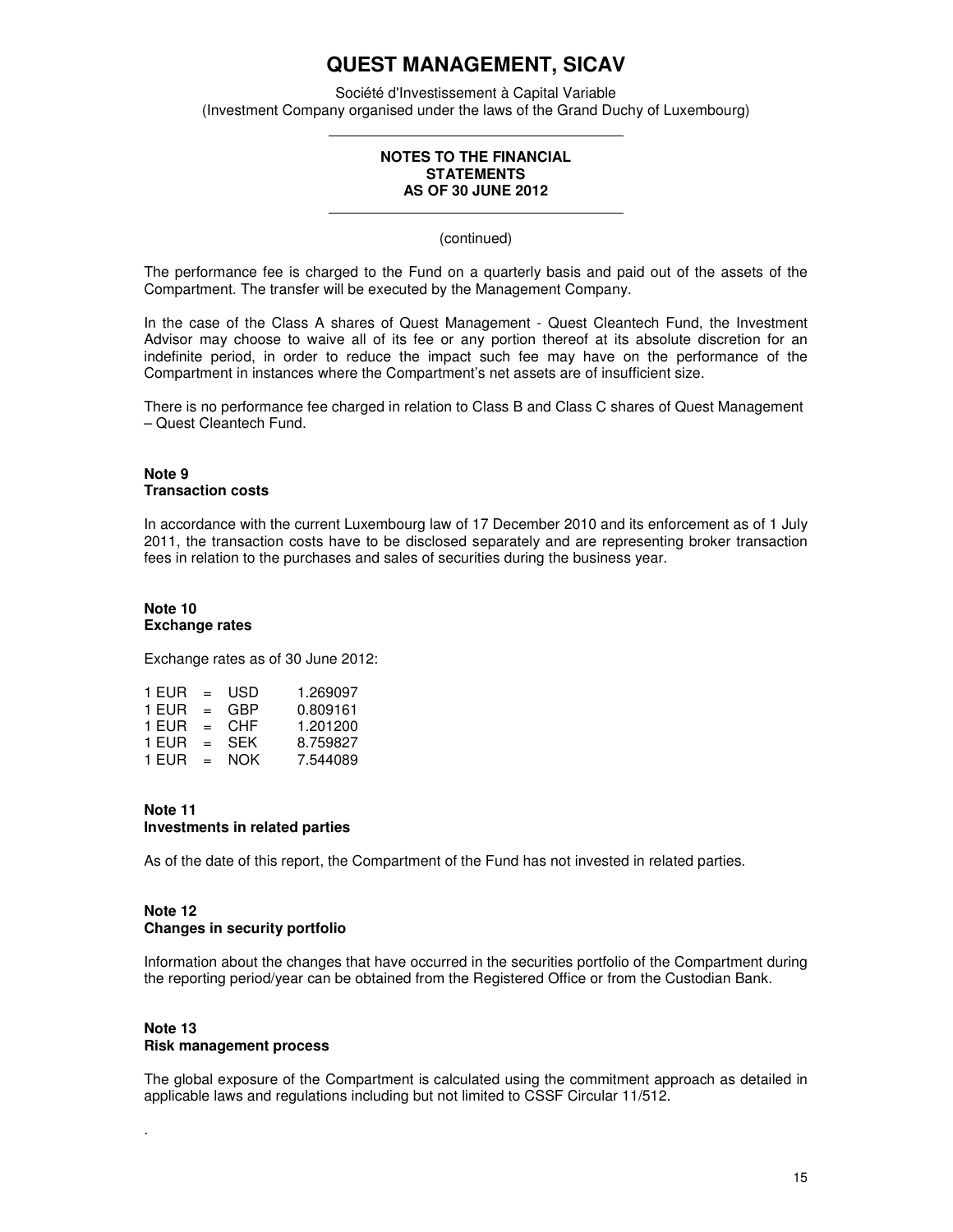# QUEST MANAGEMENT, SICAV

Société d'Investissement à Capital Variable
(Investment Company organised under the laws of the Grand Duchy of Luxembourg)

**NOTES TO THE FINANCIAL STATEMENTS AS OF 30 JUNE 2012**

(continued)

The performance fee is charged to the Fund on a quarterly basis and paid out of the assets of the Compartment. The transfer will be executed by the Management Company.

In the case of the Class A shares of Quest Management - Quest Cleantech Fund, the Investment Advisor may choose to waive all of its fee or any portion thereof at its absolute discretion for an indefinite period, in order to reduce the impact such fee may have on the performance of the Compartment in instances where the Compartment's net assets are of insufficient size.

There is no performance fee charged in relation to Class B and Class C shares of Quest Management – Quest Cleantech Fund.

**Note 9**
**Transaction costs**

In accordance with the current Luxembourg law of 17 December 2010 and its enforcement as of 1 July 2011, the transaction costs have to be disclosed separately and are representing broker transaction fees in relation to the purchases and sales of securities during the business year.

**Note 10**
**Exchange rates**

Exchange rates as of 30 June 2012:

| | | | |
|---|---|---|---|
| 1 EUR | = | USD | 1.269097 |
| 1 EUR | = | GBP | 0.809161 |
| 1 EUR | = | CHF | 1.201200 |
| 1 EUR | = | SEK | 8.759827 |
| 1 EUR | = | NOK | 7.544089 |

**Note 11**
**Investments in related parties**

As of the date of this report, the Compartment of the Fund has not invested in related parties.

**Note 12**
**Changes in security portfolio**

Information about the changes that have occurred in the securities portfolio of the Compartment during the reporting period/year can be obtained from the Registered Office or from the Custodian Bank.

**Note 13**
**Risk management process**

The global exposure of the Compartment is calculated using the commitment approach as detailed in applicable laws and regulations including but not limited to CSSF Circular 11/512.

.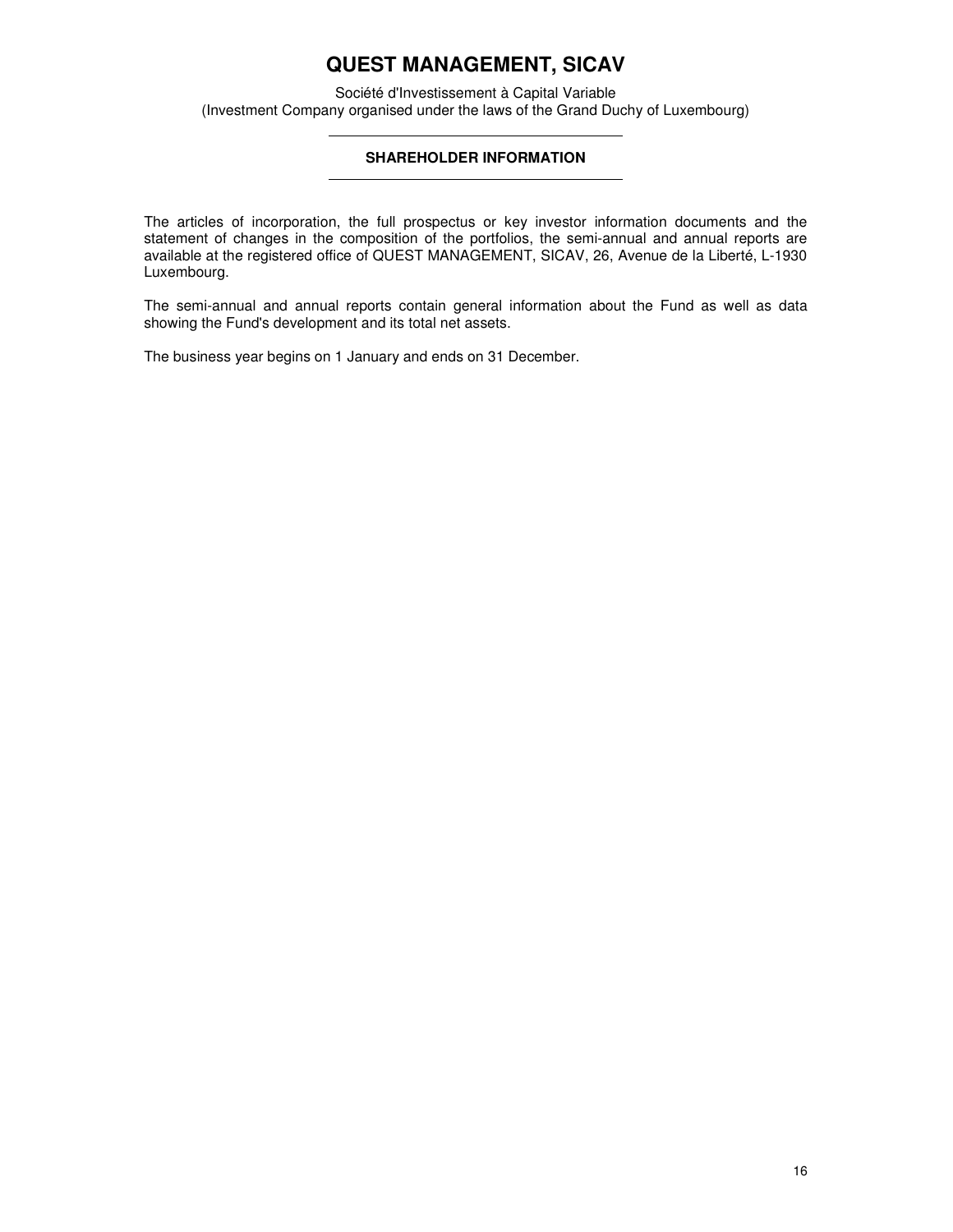# QUEST MANAGEMENT, SICAV

Société d'Investissement à Capital Variable
(Investment Company organised under the laws of the Grand Duchy of Luxembourg)

## SHAREHOLDER INFORMATION

The articles of incorporation, the full prospectus or key investor information documents and the statement of changes in the composition of the portfolios, the semi-annual and annual reports are available at the registered office of QUEST MANAGEMENT, SICAV, 26, Avenue de la Liberté, L-1930 Luxembourg.

The semi-annual and annual reports contain general information about the Fund as well as data showing the Fund's development and its total net assets.

The business year begins on 1 January and ends on 31 December.